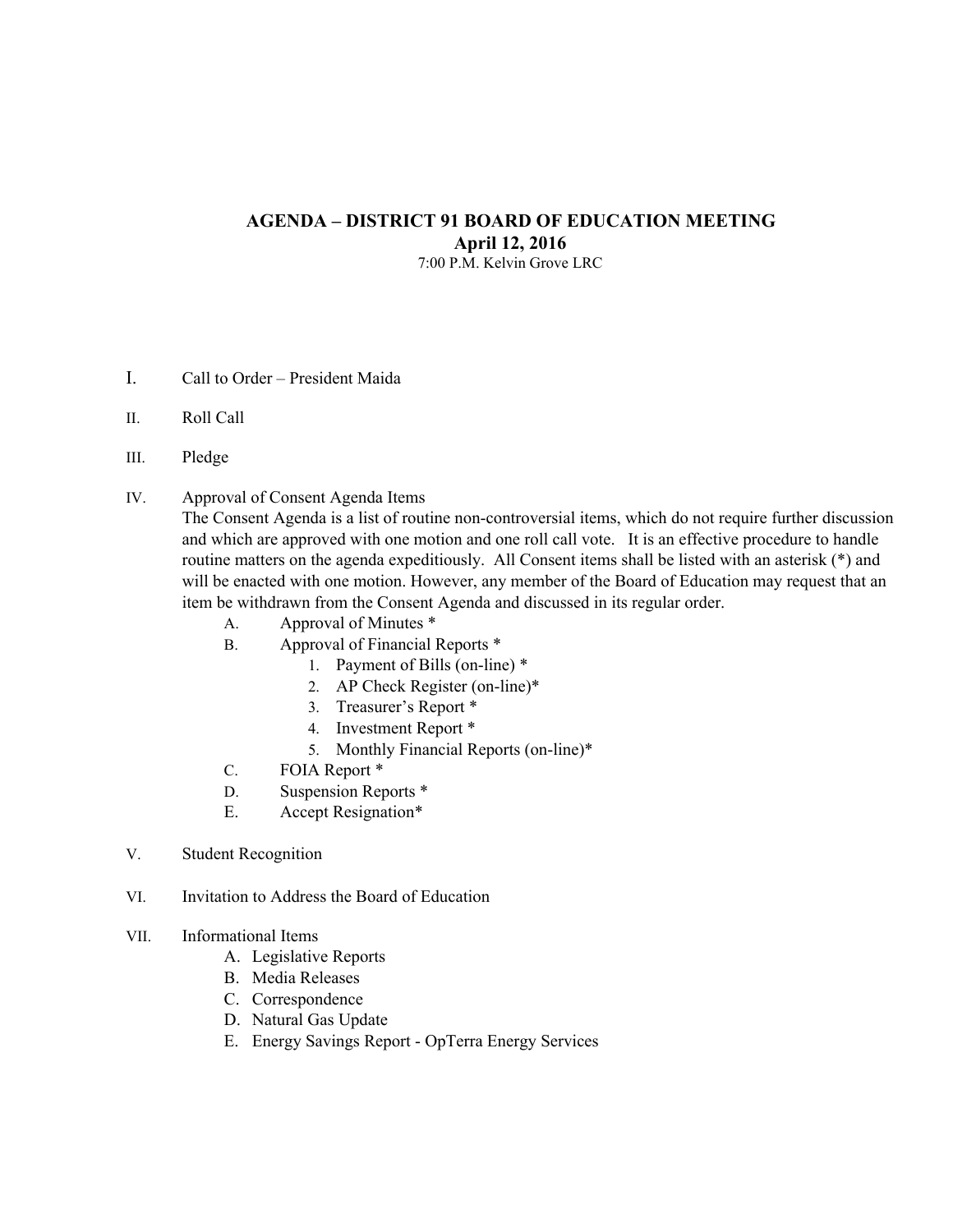# AGENDA – DISTRICT 91 BOARD OF EDUCATION MEETING

## April 12, 2016

7:00 P.M. Kelvin Grove LRC

I. Call to Order – President Maida

II. Roll Call

III. Pledge

IV. Approval of Consent Agenda Items

The Consent Agenda is a list of routine non-controversial items, which do not require further discussion and which are approved with one motion and one roll call vote. It is an effective procedure to handle routine matters on the agenda expeditiously. All Consent items shall be listed with an asterisk (*) and will be enacted with one motion. However, any member of the Board of Education may request that an item be withdrawn from the Consent Agenda and discussed in its regular order.

- A. Approval of Minutes *
- B. Approval of Financial Reports *
  1. Payment of Bills (on-line) *
  2. AP Check Register (on-line)*
  3. Treasurer's Report *
  4. Investment Report *
  5. Monthly Financial Reports (on-line)*
- C. FOIA Report *
- D. Suspension Reports *
- E. Accept Resignation*

V. Student Recognition

VI. Invitation to Address the Board of Education

VII. Informational Items

- A. Legislative Reports
- B. Media Releases
- C. Correspondence
- D. Natural Gas Update
- E. Energy Savings Report - OpTerra Energy Services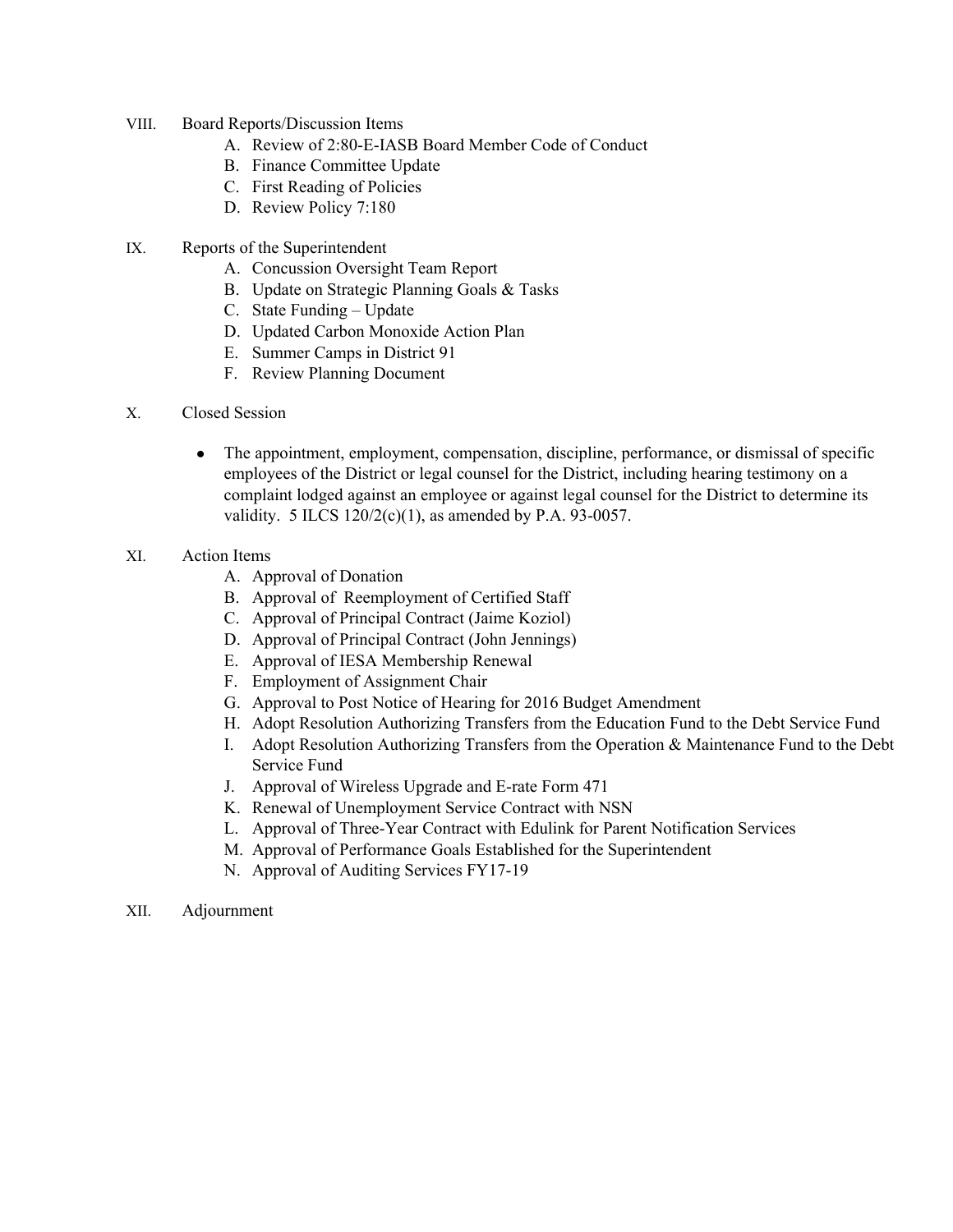VIII. Board Reports/Discussion Items

A. Review of 2:80-E-IASB Board Member Code of Conduct
B. Finance Committee Update
C. First Reading of Policies
D. Review Policy 7:180

IX. Reports of the Superintendent

A. Concussion Oversight Team Report
B. Update on Strategic Planning Goals & Tasks
C. State Funding – Update
D. Updated Carbon Monoxide Action Plan
E. Summer Camps in District 91
F. Review Planning Document

X. Closed Session

- The appointment, employment, compensation, discipline, performance, or dismissal of specific employees of the District or legal counsel for the District, including hearing testimony on a complaint lodged against an employee or against legal counsel for the District to determine its validity. 5 ILCS 120/2(c)(1), as amended by P.A. 93-0057.

XI. Action Items

A. Approval of Donation
B. Approval of Reemployment of Certified Staff
C. Approval of Principal Contract (Jaime Koziol)
D. Approval of Principal Contract (John Jennings)
E. Approval of IESA Membership Renewal
F. Employment of Assignment Chair
G. Approval to Post Notice of Hearing for 2016 Budget Amendment
H. Adopt Resolution Authorizing Transfers from the Education Fund to the Debt Service Fund
I. Adopt Resolution Authorizing Transfers from the Operation & Maintenance Fund to the Debt Service Fund
J. Approval of Wireless Upgrade and E-rate Form 471
K. Renewal of Unemployment Service Contract with NSN
L. Approval of Three-Year Contract with Edulink for Parent Notification Services
M. Approval of Performance Goals Established for the Superintendent
N. Approval of Auditing Services FY17-19

XII. Adjournment